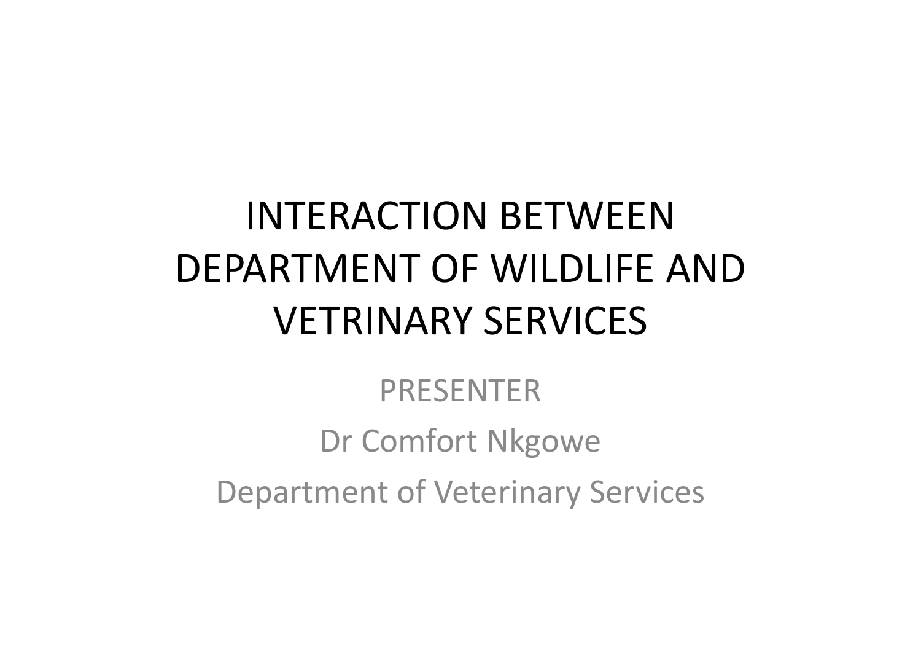# INTERACTION BETWEEN DEPARTMENT OF WILDLIFE AND VETRINARY SERVICES

PRESENTER

Dr Comfort Nkgowe

Department of Veterinary Services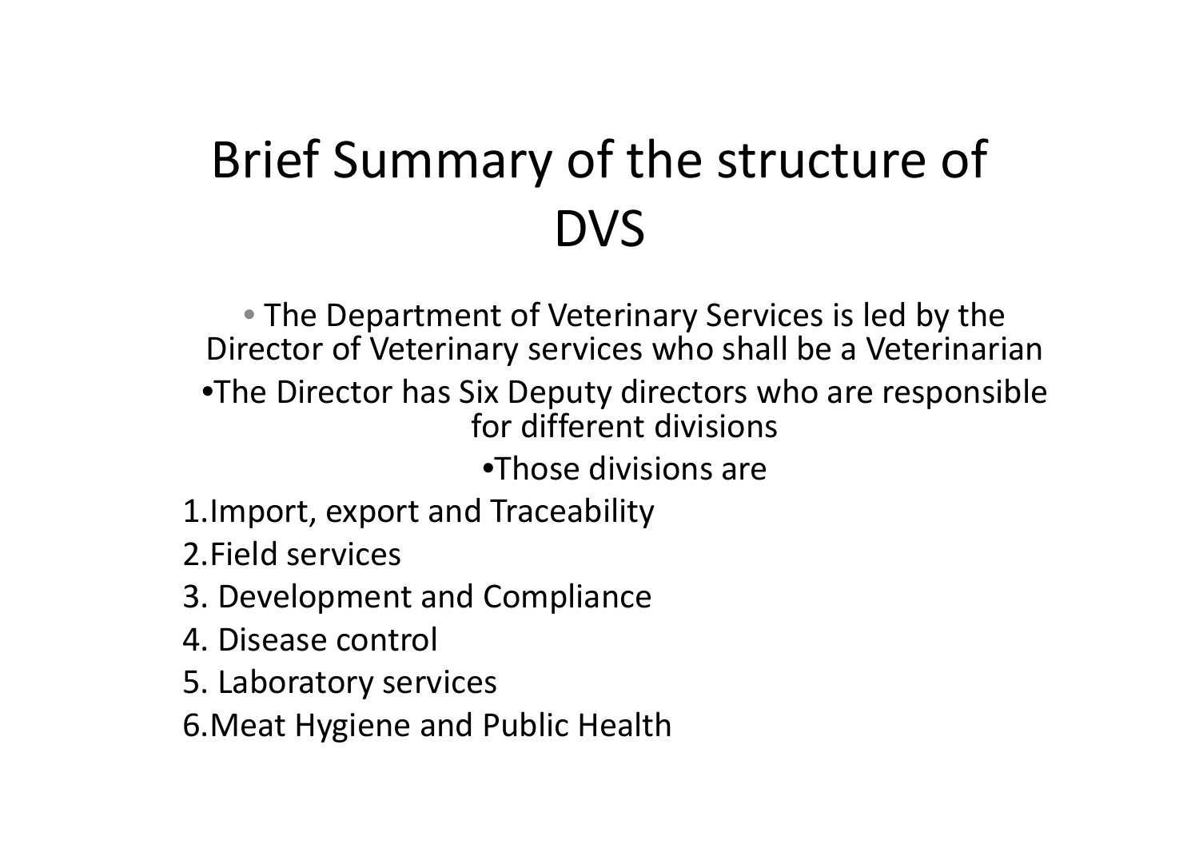# Brief Summary of the structure of DVS

- The Department of Veterinary Services is led by the Director of Veterinary services who shall be a Veterinarian
- The Director has Six Deputy directors who are responsible for different divisions
- Those divisions are

1. Import, export and Traceability
2. Field services
3. Development and Compliance
4. Disease control
5. Laboratory services
6. Meat Hygiene and Public Health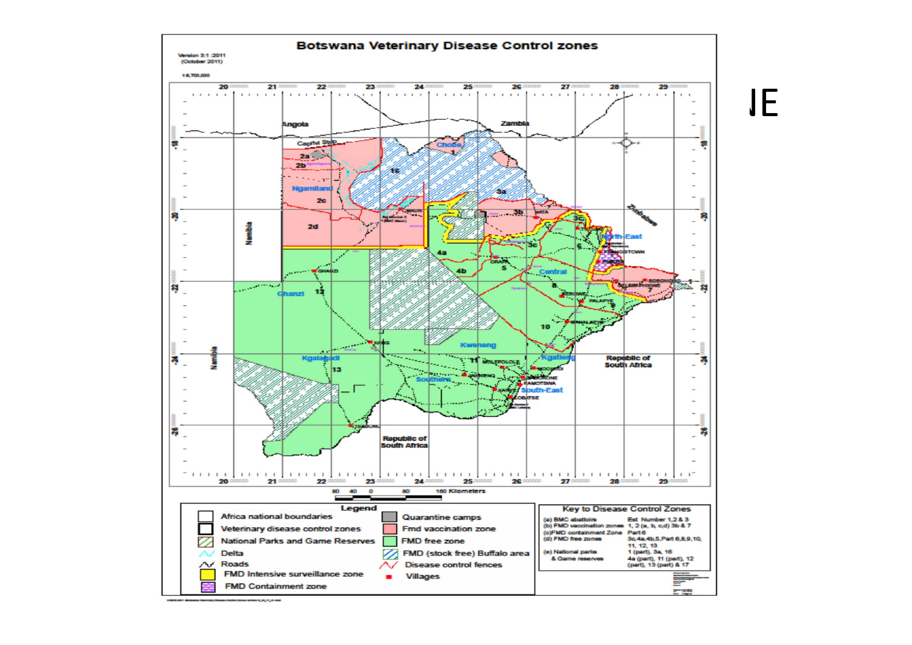# Botswana Veterinary Disease Control zones

Version 3:1 :2011
(October 2011)

1:6,700,000

Legend

- Africa national boundaries
- Veterinary disease control zones
- National Parks and Game Reserves
- Delta
- Roads
- FMD Intensive surveillance zone
- FMD Containment zone
- Quarantine camps
- Fmd vaccination zone
- FMD free zone
- FMD (stock free) Buffalo area
- Disease control fences
- Villages

Key to Disease Control Zones

| | |
|---|---|
| (a) BMC abattoirs | Est Number 1,2 & 3 |
| (b) FMD vaccination zones | 1, 2 (a, b, c,d) 3b & 7 |
| (c)FMD containment Zone | Part 6 |
| (d) FMD free zones | 3c,4a,4b,5,Part 6,8,9,10, 11, 12, 13 |
| (e) National parks & Game reserves | 1 (part), 3a, 16 4a (part), 11 (part), 12 (part), 13 (part) & 17 |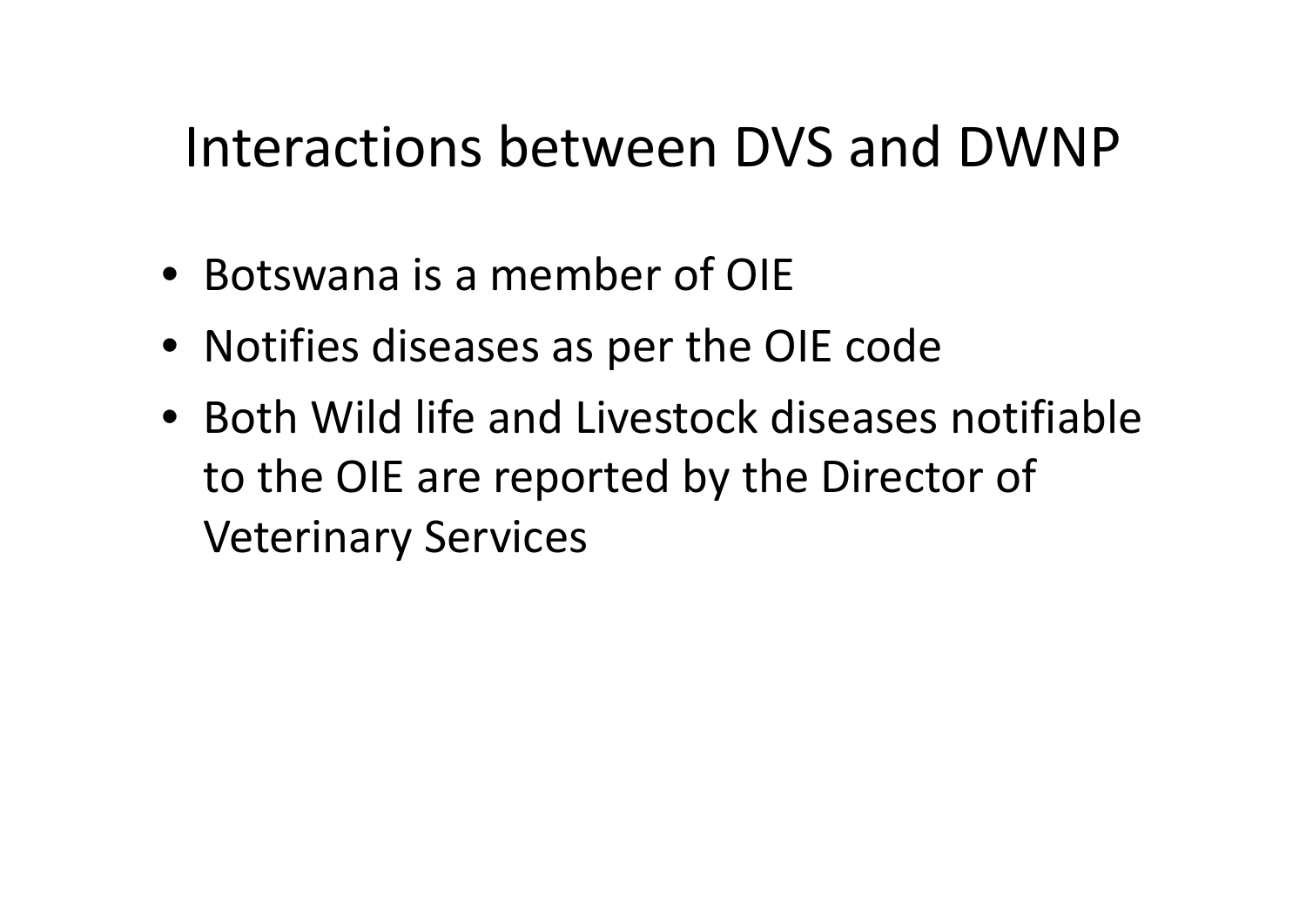# Interactions between DVS and DWNP

- Botswana is a member of OIE
- Notifies diseases as per the OIE code
- Both Wild life and Livestock diseases notifiable to the OIE are reported by the Director of Veterinary Services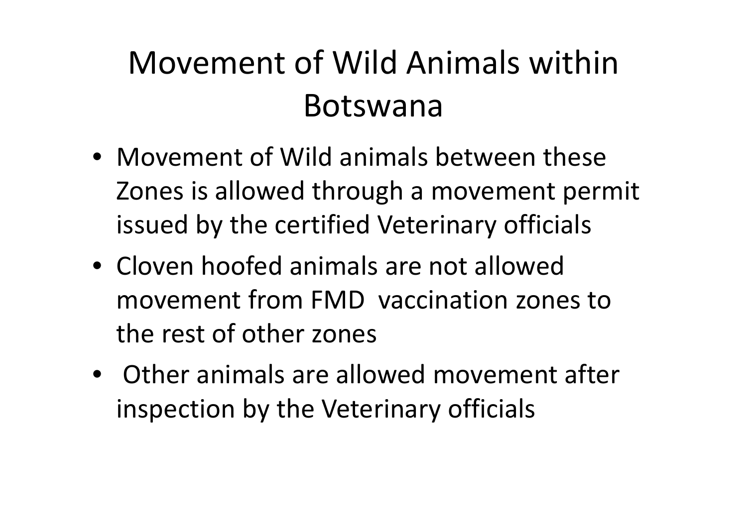# Movement of Wild Animals within Botswana

- Movement of Wild animals between these Zones is allowed through a movement permit issued by the certified Veterinary officials
- Cloven hoofed animals are not allowed movement from FMD vaccination zones to the rest of other zones
- Other animals are allowed movement after inspection by the Veterinary officials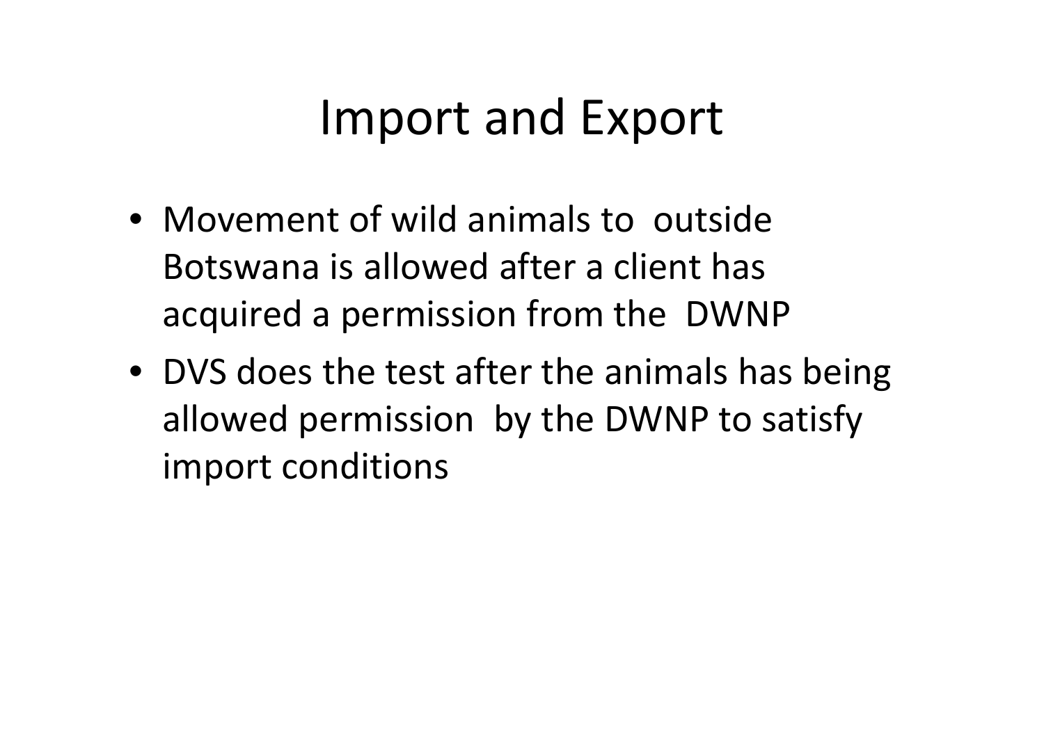# Import and Export

- Movement of wild animals to outside Botswana is allowed after a client has acquired a permission from the DWNP
- DVS does the test after the animals has being allowed permission by the DWNP to satisfy import conditions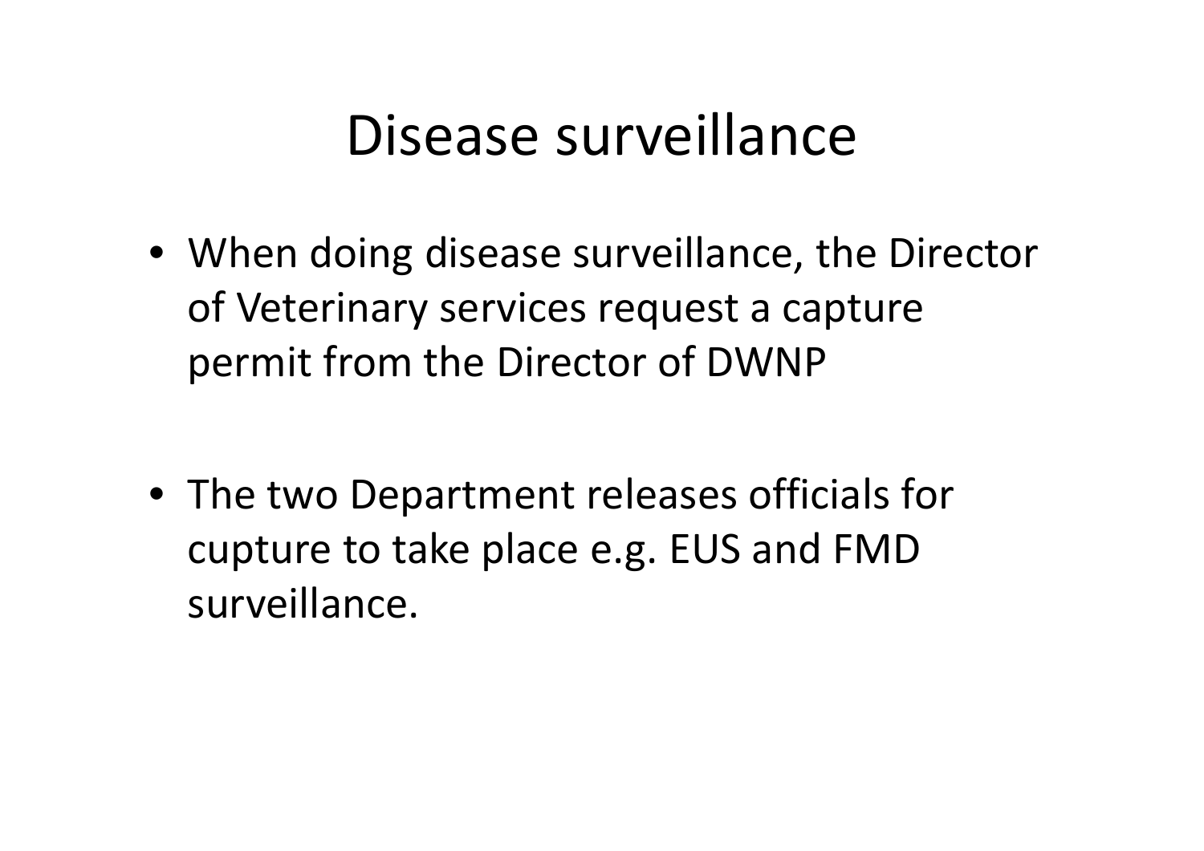# Disease surveillance

- When doing disease surveillance, the Director of Veterinary services request a capture permit from the Director of DWNP

- The two Department releases officials for cupture to take place e.g. EUS and FMD surveillance.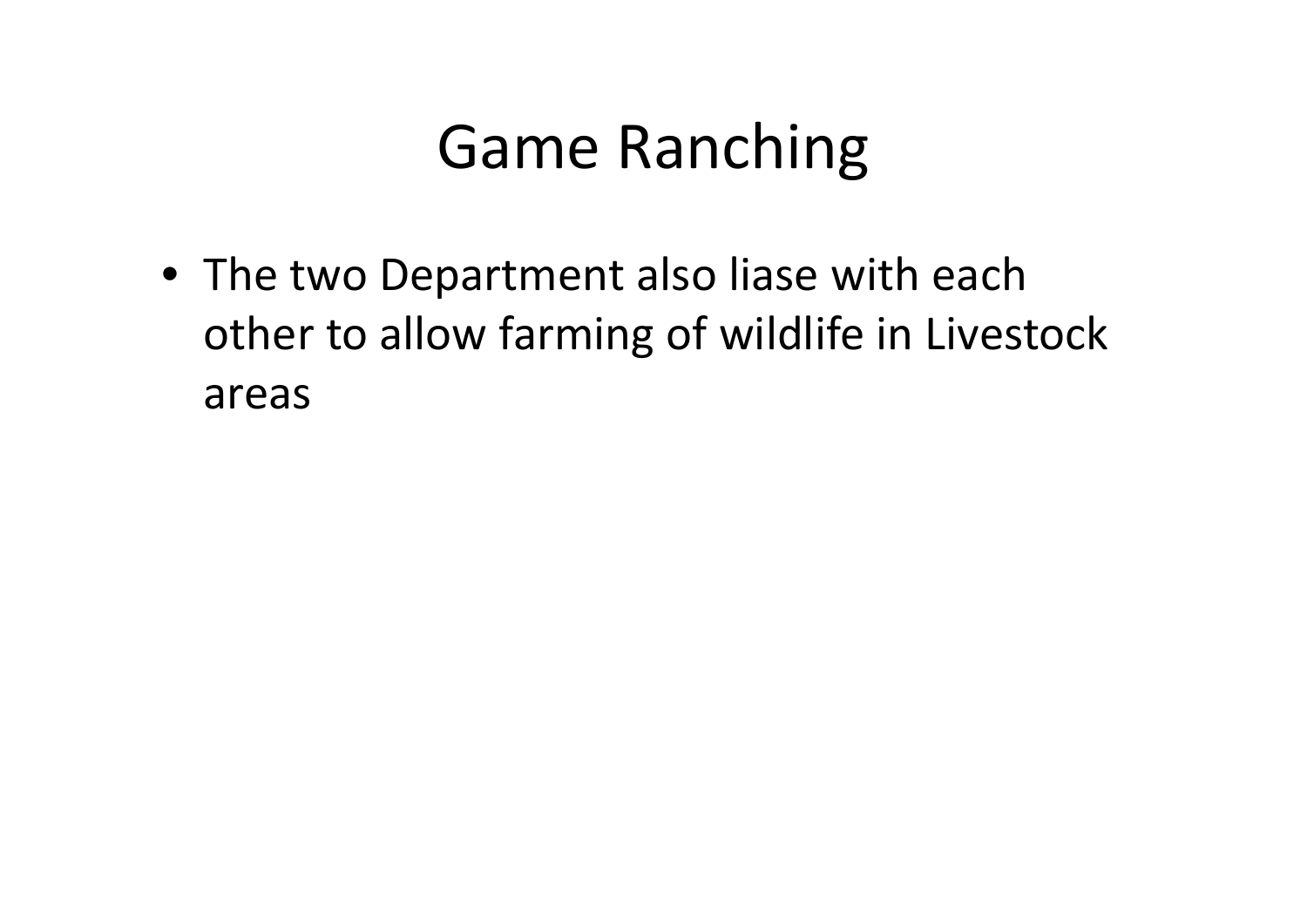# Game Ranching

- The two Department also liase with each other to allow farming of wildlife in Livestock areas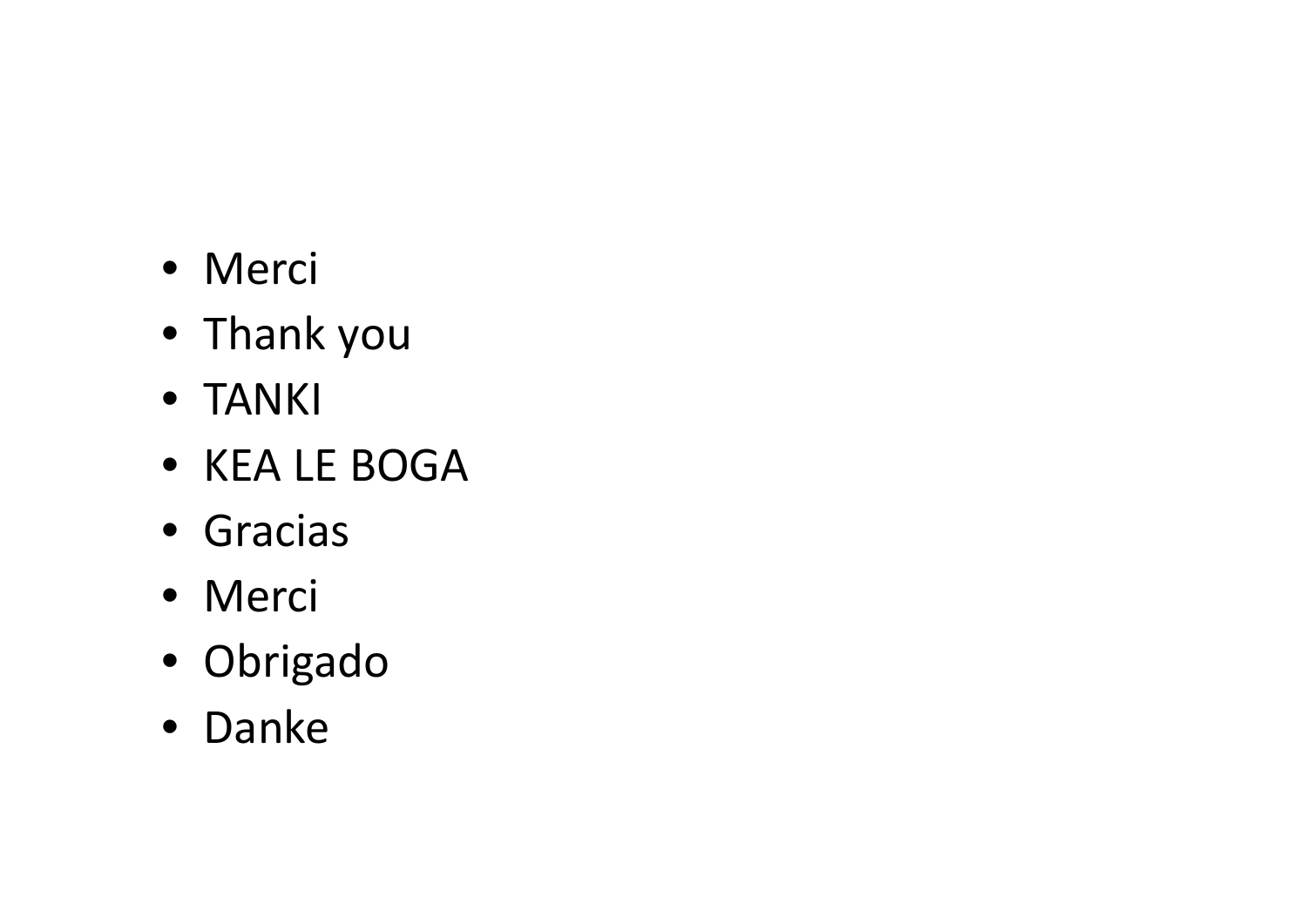- Merci
- Thank you
- TANKI
- KEA LE BOGA
- Gracias
- Merci
- Obrigado
- Danke